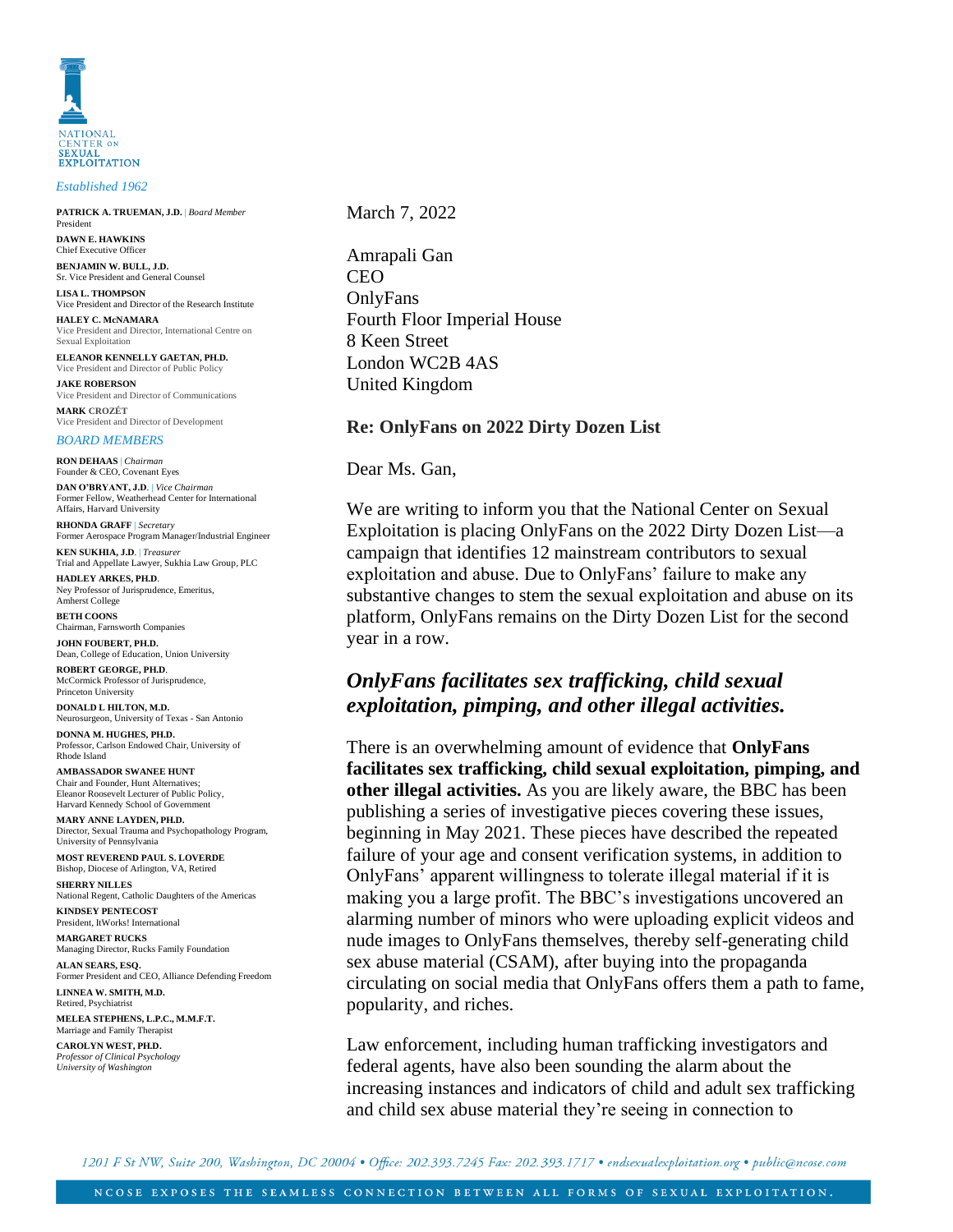NATIONAL CENTER ON SEXUAL EXPLOITATION

*Established 1962*

**PATRICK A. TRUEMAN, J.D.** | *Board Member*
President

**DAWN E. HAWKINS**
Chief Executive Officer

**BENJAMIN W. BULL, J.D.**
Sr. Vice President and General Counsel

**LISA L. THOMPSON**
Vice President and Director of the Research Institute

**HALEY C. McNAMARA**
Vice President and Director, International Centre on Sexual Exploitation

**ELEANOR KENNELLY GAETAN, PH.D.**
Vice President and Director of Public Policy

**JAKE ROBERSON**
Vice President and Director of Communications

**MARK CROZÉT**
Vice President and Director of Development

*BOARD MEMBERS*

**RON DEHAAS** | *Chairman*
Founder & CEO, Covenant Eyes

**DAN O'BRYANT, J.D.** | *Vice Chairman*
Former Fellow, Weatherhead Center for International Affairs, Harvard University

**RHONDA GRAFF** | *Secretary*
Former Aerospace Program Manager/Industrial Engineer

**KEN SUKHIA, J.D.** | *Treasurer*
Trial and Appellate Lawyer, Sukhia Law Group, PLC

**HADLEY ARKES, PH.D.**
Ney Professor of Jurisprudence, Emeritus, Amherst College

**BETH COONS**
Chairman, Farnsworth Companies

**JOHN FOUBERT, PH.D.**
Dean, College of Education, Union University

**ROBERT GEORGE, PH.D.**
McCormick Professor of Jurisprudence, Princeton University

**DONALD L HILTON, M.D.**
Neurosurgeon, University of Texas - San Antonio

**DONNA M. HUGHES, PH.D.**
Professor, Carlson Endowed Chair, University of Rhode Island

**AMBASSADOR SWANEE HUNT**
Chair and Founder, Hunt Alternatives; Eleanor Roosevelt Lecturer of Public Policy, Harvard Kennedy School of Government

**MARY ANNE LAYDEN, PH.D.**
Director, Sexual Trauma and Psychopathology Program, University of Pennsylvania

**MOST REVEREND PAUL S. LOVERDE**
Bishop, Diocese of Arlington, VA, Retired

**SHERRY NILLES**
National Regent, Catholic Daughters of the Americas

**KINDSEY PENTECOST**
President, ItWorks! International

**MARGARET RUCKS**
Managing Director, Rucks Family Foundation

**ALAN SEARS, ESQ.**
Former President and CEO, Alliance Defending Freedom

**LINNEA W. SMITH, M.D.**
Retired, Psychiatrist

**MELEA STEPHENS, L.P.C., M.M.F.T.**
Marriage and Family Therapist

**CAROLYN WEST, PH.D.**
*Professor of Clinical Psychology*
*University of Washington*

March 7, 2022

Amrapali Gan
CEO
OnlyFans
Fourth Floor Imperial House
8 Keen Street
London WC2B 4AS
United Kingdom

**Re: OnlyFans on 2022 Dirty Dozen List**

Dear Ms. Gan,

We are writing to inform you that the National Center on Sexual Exploitation is placing OnlyFans on the 2022 Dirty Dozen List—a campaign that identifies 12 mainstream contributors to sexual exploitation and abuse. Due to OnlyFans' failure to make any substantive changes to stem the sexual exploitation and abuse on its platform, OnlyFans remains on the Dirty Dozen List for the second year in a row.

## *OnlyFans facilitates sex trafficking, child sexual exploitation, pimping, and other illegal activities.*

There is an overwhelming amount of evidence that **OnlyFans facilitates sex trafficking, child sexual exploitation, pimping, and other illegal activities.** As you are likely aware, the BBC has been publishing a series of investigative pieces covering these issues, beginning in May 2021. These pieces have described the repeated failure of your age and consent verification systems, in addition to OnlyFans' apparent willingness to tolerate illegal material if it is making you a large profit. The BBC's investigations uncovered an alarming number of minors who were uploading explicit videos and nude images to OnlyFans themselves, thereby self-generating child sex abuse material (CSAM), after buying into the propaganda circulating on social media that OnlyFans offers them a path to fame, popularity, and riches.

Law enforcement, including human trafficking investigators and federal agents, have also been sounding the alarm about the increasing instances and indicators of child and adult sex trafficking and child sex abuse material they're seeing in connection to

1201 F St NW, Suite 200, Washington, DC 20004 • Office: 202.393.7245 Fax: 202.393.1717 • endsexualexploitation.org • public@ncose.com

NCOSE EXPOSES THE SEAMLESS CONNECTION BETWEEN ALL FORMS OF SEXUAL EXPLOITATION.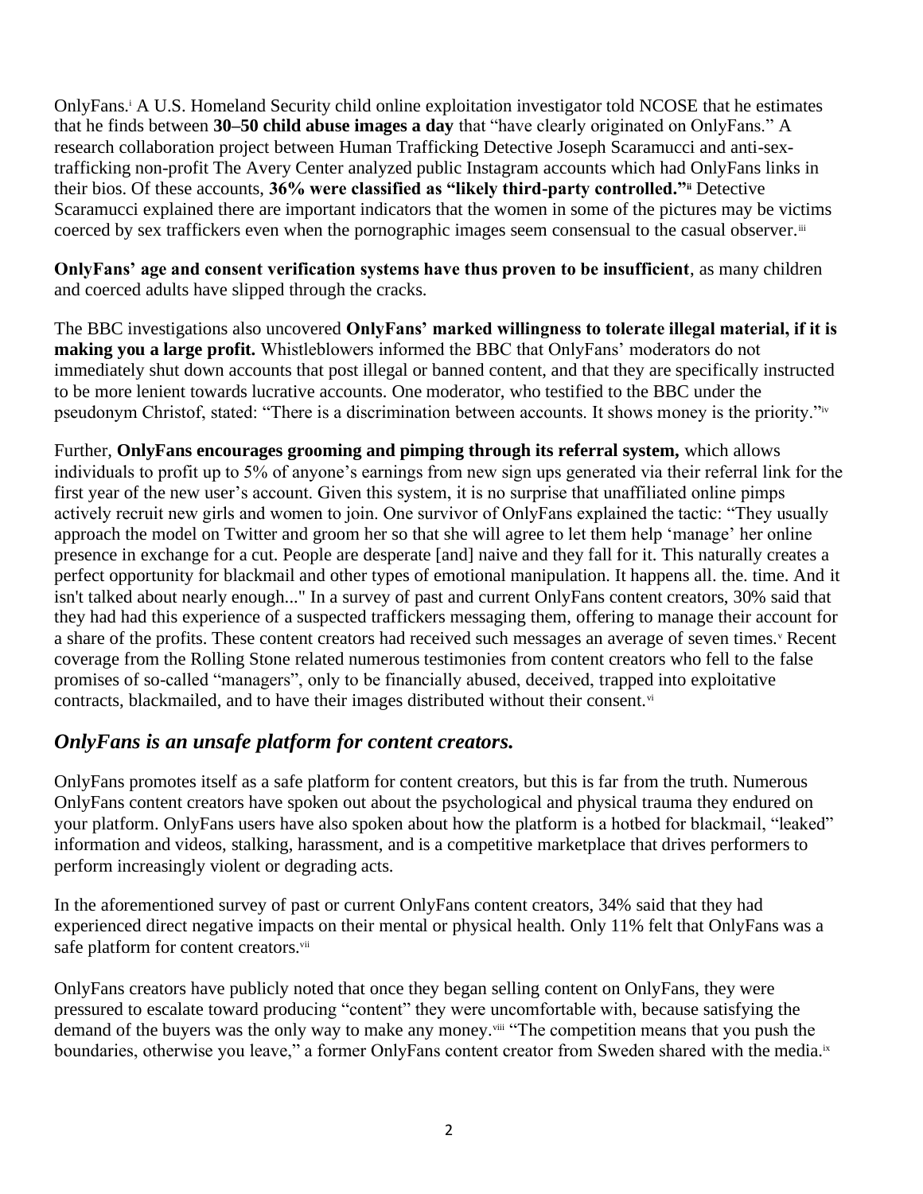OnlyFans.[i] A U.S. Homeland Security child online exploitation investigator told NCOSE that he estimates that he finds between **30–50 child abuse images a day** that "have clearly originated on OnlyFans." A research collaboration project between Human Trafficking Detective Joseph Scaramucci and anti-sex-trafficking non-profit The Avery Center analyzed public Instagram accounts which had OnlyFans links in their bios. Of these accounts, **36% were classified as "likely third-party controlled."[ii]** Detective Scaramucci explained there are important indicators that the women in some of the pictures may be victims coerced by sex traffickers even when the pornographic images seem consensual to the casual observer.[iii]

**OnlyFans' age and consent verification systems have thus proven to be insufficient**, as many children and coerced adults have slipped through the cracks.

The BBC investigations also uncovered **OnlyFans' marked willingness to tolerate illegal material, if it is making you a large profit.** Whistleblowers informed the BBC that OnlyFans' moderators do not immediately shut down accounts that post illegal or banned content, and that they are specifically instructed to be more lenient towards lucrative accounts. One moderator, who testified to the BBC under the pseudonym Christof, stated: "There is a discrimination between accounts. It shows money is the priority."[iv]

Further, **OnlyFans encourages grooming and pimping through its referral system,** which allows individuals to profit up to 5% of anyone's earnings from new sign ups generated via their referral link for the first year of the new user's account. Given this system, it is no surprise that unaffiliated online pimps actively recruit new girls and women to join. One survivor of OnlyFans explained the tactic: "They usually approach the model on Twitter and groom her so that she will agree to let them help 'manage' her online presence in exchange for a cut. People are desperate [and] naive and they fall for it. This naturally creates a perfect opportunity for blackmail and other types of emotional manipulation. It happens all. the. time. And it isn't talked about nearly enough..." In a survey of past and current OnlyFans content creators, 30% said that they had had this experience of a suspected traffickers messaging them, offering to manage their account for a share of the profits. These content creators had received such messages an average of seven times.[v] Recent coverage from the Rolling Stone related numerous testimonies from content creators who fell to the false promises of so-called "managers", only to be financially abused, deceived, trapped into exploitative contracts, blackmailed, and to have their images distributed without their consent.[vi]

## *OnlyFans is an unsafe platform for content creators.*

OnlyFans promotes itself as a safe platform for content creators, but this is far from the truth. Numerous OnlyFans content creators have spoken out about the psychological and physical trauma they endured on your platform. OnlyFans users have also spoken about how the platform is a hotbed for blackmail, "leaked" information and videos, stalking, harassment, and is a competitive marketplace that drives performers to perform increasingly violent or degrading acts.

In the aforementioned survey of past or current OnlyFans content creators, 34% said that they had experienced direct negative impacts on their mental or physical health. Only 11% felt that OnlyFans was a safe platform for content creators.[vii]

OnlyFans creators have publicly noted that once they began selling content on OnlyFans, they were pressured to escalate toward producing "content" they were uncomfortable with, because satisfying the demand of the buyers was the only way to make any money.[viii] "The competition means that you push the boundaries, otherwise you leave," a former OnlyFans content creator from Sweden shared with the media.[ix]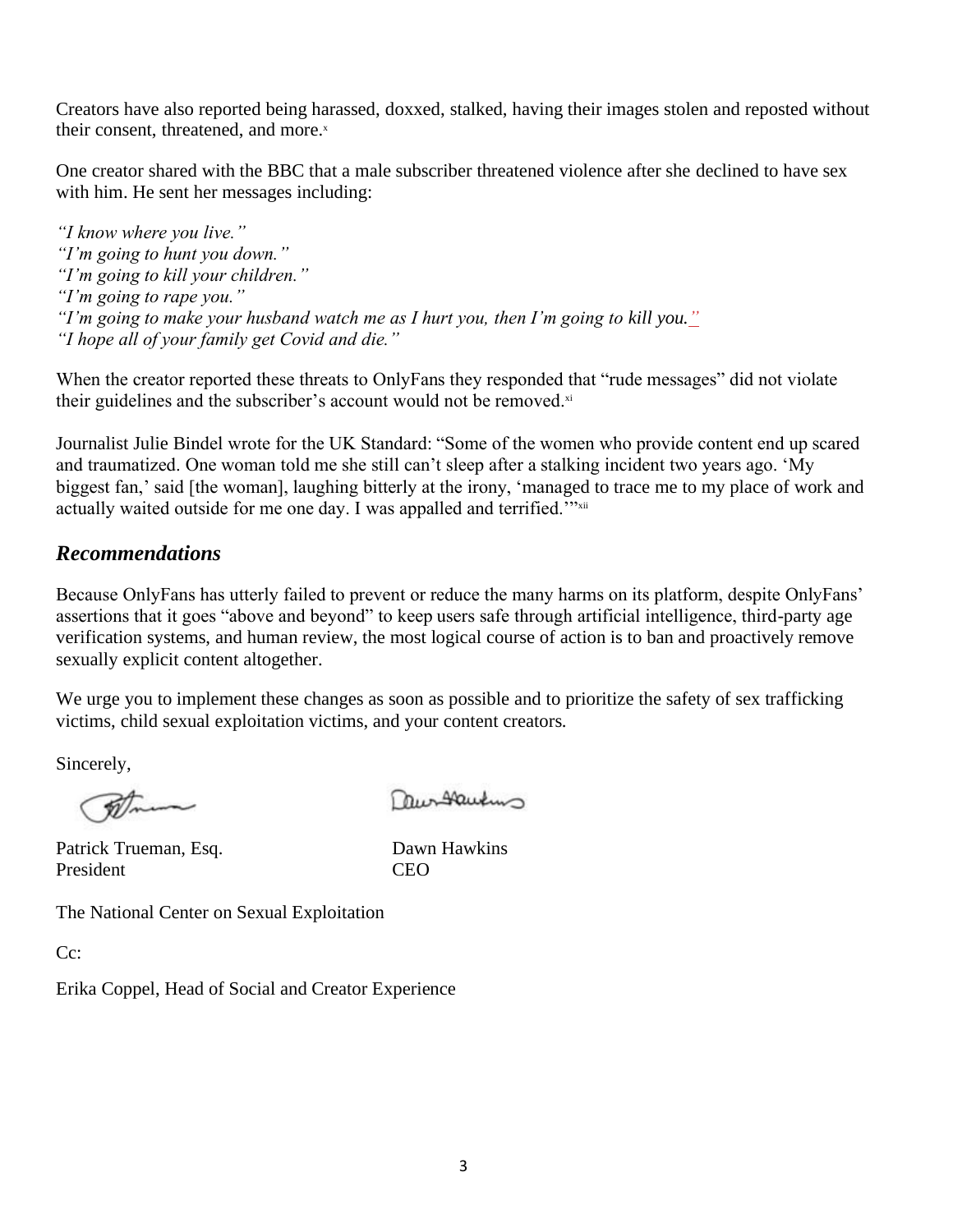Creators have also reported being harassed, doxxed, stalked, having their images stolen and reposted without their consent, threatened, and more.[x]

One creator shared with the BBC that a male subscriber threatened violence after she declined to have sex with him. He sent her messages including:

*"I know where you live."*
*"I'm going to hunt you down."*
*"I'm going to kill your children."*
*"I'm going to rape you."*
*"I'm going to make your husband watch me as I hurt you, then I'm going to kill you."*
*"I hope all of your family get Covid and die."*

When the creator reported these threats to OnlyFans they responded that "rude messages" did not violate their guidelines and the subscriber's account would not be removed.[xi]

Journalist Julie Bindel wrote for the UK Standard: "Some of the women who provide content end up scared and traumatized. One woman told me she still can't sleep after a stalking incident two years ago. 'My biggest fan,' said [the woman], laughing bitterly at the irony, 'managed to trace me to my place of work and actually waited outside for me one day. I was appalled and terrified.'"[xii]

## *Recommendations*

Because OnlyFans has utterly failed to prevent or reduce the many harms on its platform, despite OnlyFans' assertions that it goes "above and beyond" to keep users safe through artificial intelligence, third-party age verification systems, and human review, the most logical course of action is to ban and proactively remove sexually explicit content altogether.

We urge you to implement these changes as soon as possible and to prioritize the safety of sex trafficking victims, child sexual exploitation victims, and your content creators.

Sincerely,

Patrick Trueman, Esq.
President

Dawn Hawkins
CEO

The National Center on Sexual Exploitation

Cc:

Erika Coppel, Head of Social and Creator Experience